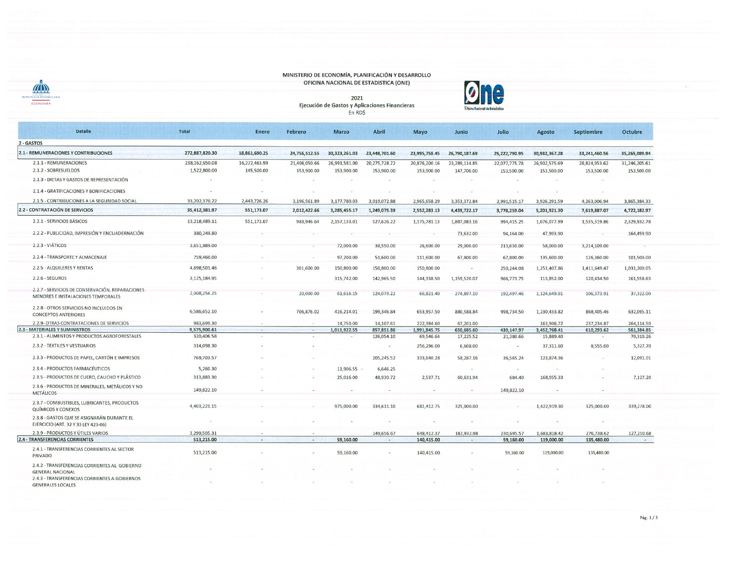# MINISTERIO DE ECONOMÍA, PLANIFICACIÓN Y DESARROLLO
## OFICINA NACIONAL DE ESTADISTICA (ONE)

**2021**
**Ejecución de Gastos y Aplicaciones Financieras**
En RD$

| Detalle | Total | Enero | Febrero | Marzo | Abril | Mayo | Junio | Julio | Agosto | Septiembre | Octubre |
|---|---|---|---|---|---|---|---|---|---|---|---|
| **2 - GASTOS** | | | | | | | | | | | |
| **2.1 - REMUNERACIONES Y CONTRIBUCIONES** | **272,887,820.30** | **18,861,690.25** | **24,756,512.55** | **30,323,261.03** | **23,448,701.60** | **23,995,758.45** | **26,790,187.69** | **25,222,790.95** | **30,982,367.28** | **33,241,460.56** | **35,265,089.94** |
| 2.1.1 - REMUNERACIONES | 238,162,650.08 | 16,272,463.99 | 21,406,050.66 | 26,991,581.00 | 20,275,728.72 | 20,876,200.16 | 23,289,114.85 | 22,077,775.78 | 26,902,575.69 | 28,824,953.62 | 31,246,205.61 |
| 2.1.2 - SOBRESUELDOS | 1,522,800.00 | 145,500.00 | 153,900.00 | 153,900.00 | 153,900.00 | 153,900.00 | 147,700.00 | 153,500.00 | 153,500.00 | 153,500.00 | 153,500.00 |
| 2.1.3 - DIETAS Y GASTOS DE REPRESENTACIÓN | - | - | - | - | - | - | - | - | - | - | |
| 2.1.4 - GRATIFICACIONES Y BONIFICACIONES | - | - | - | - | - | - | - | - | - | - | |
| 2.1.5 - CONTRIBUCIONES A LA SEGURIDAD SOCIAL | 33,202,370.22 | 2,443,726.26 | 3,196,561.89 | 3,177,780.03 | 3,019,072.88 | 2,965,658.29 | 3,353,372.84 | 2,991,515.17 | 3,926,291.59 | 4,263,006.94 | 3,865,384.33 |
| **2.2 - CONTRATACIÓN DE SERVICIOS** | **35,412,381.97** | **551,173.07** | **2,012,422.66** | **3,285,455.17** | **1,249,075.39** | **2,552,283.13** | **4,439,722.17** | **3,778,259.04** | **5,201,921.30** | **7,619,887.07** | **4,722,182.97** |
| 2.2.1 - SERVICIOS BÁSICOS | 13,218,489.11 | 551,173.07 | 983,946.64 | 2,157,133.01 | 527,626.22 | 1,175,781.13 | 1,887,083.16 | 994,415.25 | 1,076,077.99 | 1,535,319.86 | 2,329,932.78 |
| 2.2.2 - PUBLICIDAD, IMPRESIÓN Y ENCUADERNACIÓN | 380,249.80 | - | - | - | - | - | 73,632.00 | 94,164.00 | 47,993.90 | - | 164,459.90 |
| 2.2.3 - VIÁTICOS | 3,651,889.00 | - | - | 72,000.00 | 38,550.00 | 26,600.00 | 29,000.00 | 213,630.00 | 58,000.00 | 3,214,109.00 | - |
| 2.2.4 - TRANSPORTE Y ALMACENAJE | 759,460.00 | - | - | 97,200.00 | 51,600.00 | 111,600.00 | 67,800.00 | 67,800.00 | 135,600.00 | 126,360.00 | 101,500.00 |
| 2.2.5 - ALQUILERES Y RENTAS | 4,698,501.46 | - | 301,600.00 | 150,800.00 | 150,800.00 | 150,800.00 | - | 250,244.08 | 1,251,407.86 | 1,411,649.47 | 1,031,200.05 |
| 2.2.6 - SEGUROS | 3,125,184.95 | - | | 315,742.00 | 142,965.50 | 144,338.50 | 1,159,520.07 | 966,773.75 | 113,852.00 | 120,434.50 | 161,558.63 |
| 2.2.7 - SERVICIOS DE CONSERVACIÓN, REPARACIONES MENORES E INSTALACIONES TEMPORALES | 2,008,256.25 | - | 20,000.00 | 61,616.15 | 124,079.22 | 66,821.40 | 274,897.10 | 192,497.46 | 1,124,649.01 | 106,373.91 | 37,322.00 |
| 2.2.8 - OTROS SERVICIOS NO INCLUIDOS EN CONCEPTOS ANTERIORES | 6,586,652.10 | - | 706,876.02 | 416,214.01 | 199,346.84 | 653,957.50 | 880,588.84 | 998,734.50 | 1,230,433.82 | 868,405.46 | 632,095.11 |
| 2.2.9- OTRAS CONTRATACIONES DE SERVICIOS | 983,699.30 | - | - | 14,750.00 | 14,107.61 | 222,384.60 | 67,201.00 | - | 163,906.72 | 237,234.87 | 264,114.50 |
| **2.3 - MATERIALES Y SUMINISTROS** | **9,575,900.61** | **-** | **-** | **1,011,922.55** | **857,851.86** | **1,991,845.75** | **650,685.60** | **439,147.97** | **3,452,768.41** | **610,293.62** | **561,384.85** |
| 2.3.1 - ALIMENTOS Y PRODUCTOS AGROFORESTALES | 320,406.58 | - | - | - | 126,054.10 | 69,546.64 | 17,225.52 | 21,380.66 | 15,889.40 | - | 70,310.26 |
| 2.3.2 - TEXTILES Y VESTUARIOS | 314,098.30 | - | - | | - | 256,296.00 | 6,608.00 | - | 37,311.60 | 8,555.00 | 5,327.70 |
| 2.3.3 - PRODUCTOS DE PAPEL, CARTÓN E IMPRESOS | 769,703.57 | - | - | | 205,245.52 | 333,640.28 | 58,287.16 | 36,565.24 | 123,874.36 | - | 12,091.01 |
| 2.3.4 - PRODUCTOS FARMACÉUTICOS | 5,260.30 | - | - | 11,906.55 | -6,646.25 | | - | - | - | - | |
| 2.3.5 - PRODUCTOS DE CUERO, CAUCHO Y PLÁSTICO | 313,883.30 | - | - | 25,016.00 | 48,930.72 | 2,537.71 | 60,631.94 | 684.40 | 168,955.33 | - | 7,127.20 |
| 2.3.6 - PRODUCTOS DE MINERALES, METÁLICOS Y NO METÁLICOS | 149,822.10 | - | - | - | - | - | - | 149,822.10 | - | - | |
| 2.3.7 - COMBUSTIBLES, LUBRICANTES, PRODUCTOS QUÍMICOS Y CONEXOS | 4,403,221.15 | - | - | 975,000.00 | 334,611.10 | 681,412.75 | 325,000.00 | - | 1,422,919.30 | 325,000.00 | 339,278.00 |
| 2.3.8 - GASTOS QUE SE ASIGNARÁN DURANTE EL EJERCICIO (ART. 32 Y 33 LEY 423-06) | - | - | - | - | - | - | - | - | - | - | |
| 2.3.9 - PRODUCTOS Y ÚTILES VARIOS | 3,299,505.31 | - | - | | 149,656.67 | 648,412.37 | 182,932.98 | 230,695.57 | 1,683,818.42 | 276,738.62 | 127,250.68 |
| **2.4 - TRANSFERENCIAS CORRIENTES** | **513,215.00** | **-** | **-** | **59,160.00** | **-** | **140,415.00** | **-** | **59,160.00** | **119,000.00** | **135,480.00** | **-** |
| 2.4.1 - TRANSFERENCIAS CORRIENTES AL SECTOR PRIVADO | 513,215.00 | - | - | 59,160.00 | - | 140,415.00 | - | 59,160.00 | 119,000.00 | 135,480.00 | |
| 2.4.2 - TRANSFERENCIAS CORRIENTES AL GOBIERNO GENERAL NACIONAL | - | - | - | - | - | - | - | - | - | - | |
| 2.4.3 - TRANSFERENCIAS CORRIENTES A GOBIERNOS GENERALES LOCALES | - | - | - | - | - | - | - | - | - | - | |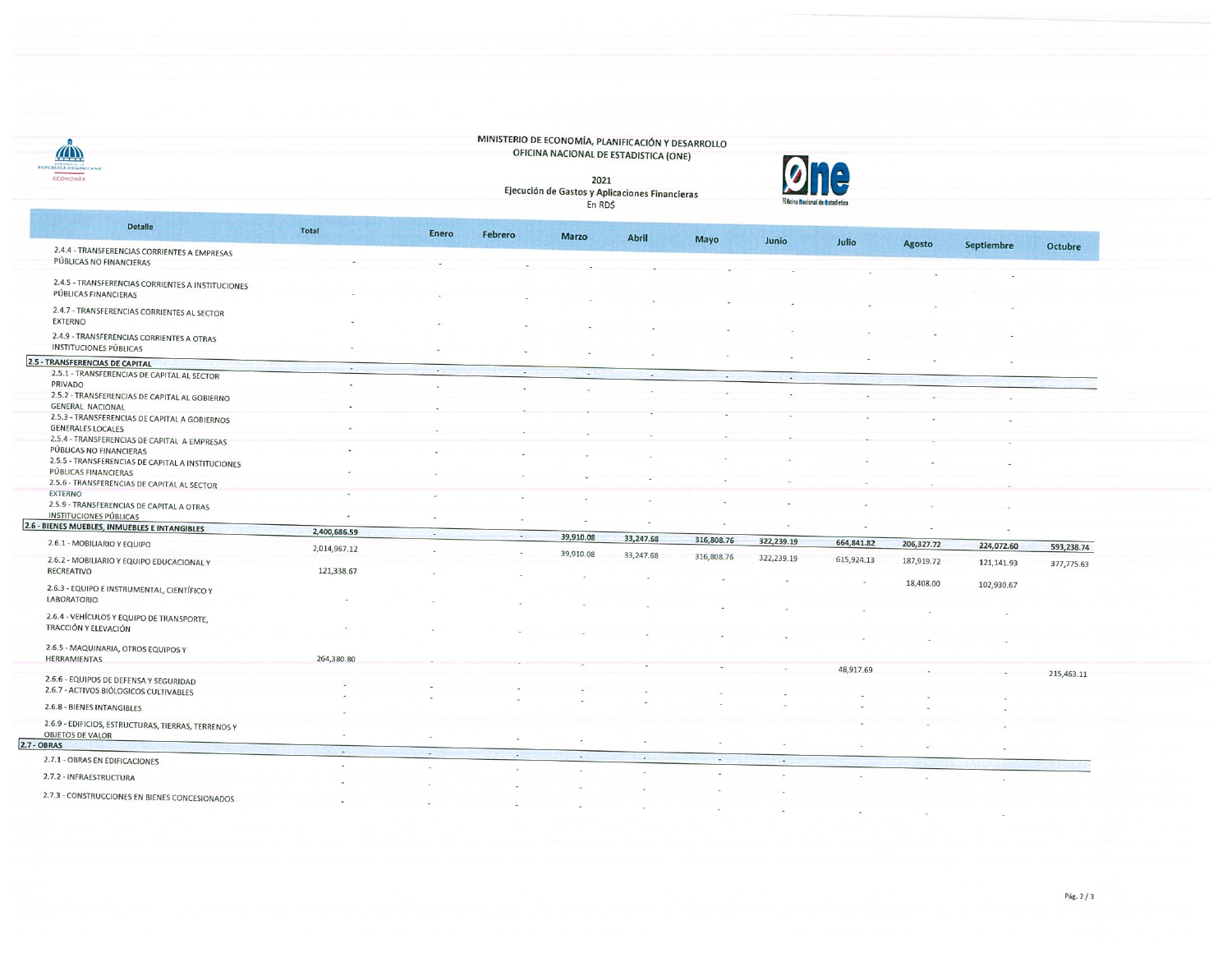MINISTERIO DE ECONOMÍA, PLANIFICACIÓN Y DESARROLLO
OFICINA NACIONAL DE ESTADISTICA (ONE)

2021
Ejecución de Gastos y Aplicaciones Financieras
En RD$

| Detalle | Total | Enero | Febrero | Marzo | Abril | Mayo | Junio | Julio | Agosto | Septiembre | Octubre |
|---|---|---|---|---|---|---|---|---|---|---|---|
| 2.4.4 - TRANSFERENCIAS CORRIENTES A EMPRESAS PÚBLICAS NO FINANCIERAS | - | - | - | - | - | - | - | - | - | - | |
| 2.4.5 - TRANSFERENCIAS CORRIENTES A INSTITUCIONES PÚBLICAS FINANCIERAS | - | - | - | - | - | - | - | - | - | - | |
| 2.4.7 - TRANSFERENCIAS CORRIENTES AL SECTOR EXTERNO | - | - | - | - | - | - | - | - | - | - | |
| 2.4.9 - TRANSFERENCIAS CORRIENTES A OTRAS INSTITUCIONES PÚBLICAS | - | - | - | - | - | - | - | - | - | - | |
| **2.5 - TRANSFERENCIAS DE CAPITAL** | - | - | - | - | - | - | - | - | - | - | |
| 2.5.1 - TRANSFERENCIAS DE CAPITAL AL SECTOR PRIVADO | - | - | - | - | - | - | - | - | - | - | |
| 2.5.2 - TRANSFERENCIAS DE CAPITAL AL GOBIERNO GENERAL NACIONAL | - | - | - | - | - | - | - | - | - | - | |
| 2.5.3 - TRANSFERENCIAS DE CAPITAL A GOBIERNOS GENERALES LOCALES | - | - | - | - | - | - | - | - | - | - | |
| 2.5.4 - TRANSFERENCIAS DE CAPITAL A EMPRESAS PÚBLICAS NO FINANCIERAS | - | - | - | - | - | - | - | - | - | - | |
| 2.5.5 - TRANSFERENCIAS DE CAPITAL A INSTITUCIONES PÚBLICAS FINANCIERAS | - | - | - | - | - | - | - | - | - | - | |
| 2.5.6 - TRANSFERENCIAS DE CAPITAL AL SECTOR EXTERNO | - | - | - | - | - | - | - | - | - | - | |
| 2.5.9 - TRANSFERENCIAS DE CAPITAL A OTRAS INSTITUCIONES PÚBLICAS | - | - | - | - | - | - | - | - | - | - | |
| **2.6 - BIENES MUEBLES, INMUEBLES E INTANGIBLES** | 2,400,686.59 | - | - | 39,910.08 | 33,247.68 | 316,808.76 | 322,239.19 | 664,841.82 | 206,327.72 | 224,072.60 | 593,238.74 |
| 2.6.1 - MOBILIARIO Y EQUIPO | 2,014,967.12 | - | - | 39,910.08 | 33,247.68 | 316,808.76 | 322,239.19 | 615,924.13 | 187,919.72 | 121,141.93 | 377,775.63 |
| 2.6.2 - MOBILIARIO Y EQUIPO EDUCACIONAL Y RECREATIVO | 121,338.67 | - | - | - | - | - | - | - | 18,408.00 | 102,930.67 | |
| 2.6.3 - EQUIPO E INSTRUMENTAL, CIENTÍFICO Y LABORATORIO | - | - | - | - | - | - | - | - | - | - | |
| 2.6.4 - VEHÍCULOS Y EQUIPO DE TRANSPORTE, TRACCIÓN Y ELEVACIÓN | - | - | - | - | - | - | - | - | - | - | |
| 2.6.5 - MAQUINARIA, OTROS EQUIPOS Y HERRAMIENTAS | 264,380.80 | - | - | - | - | - | - | 48,917.69 | - | - | 215,463.11 |
| 2.6.6 - EQUIPOS DE DEFENSA Y SEGURIDAD | - | - | - | - | - | - | - | - | - | - | |
| 2.6.7 - ACTIVOS BIÓLOGICOS CULTIVABLES | - | - | - | - | - | - | - | - | - | - | |
| 2.6.8 - BIENES INTANGIBLES | - | - | - | - | - | - | - | - | - | - | |
| 2.6.9 - EDIFICIOS, ESTRUCTURAS, TIERRAS, TERRENOS Y OBJETOS DE VALOR | - | - | - | - | - | - | - | - | - | - | |
| **2.7 - OBRAS** | - | - | - | - | - | - | - | - | - | - | |
| 2.7.1 - OBRAS EN EDIFICACIONES | - | - | - | - | - | - | - | - | - | - | |
| 2.7.2 - INFRAESTRUCTURA | - | - | - | - | - | - | - | - | - | - | |
| 2.7.3 - CONSTRUCCIONES EN BIENES CONCESIONADOS | - | - | - | - | - | - | - | - | - | - | |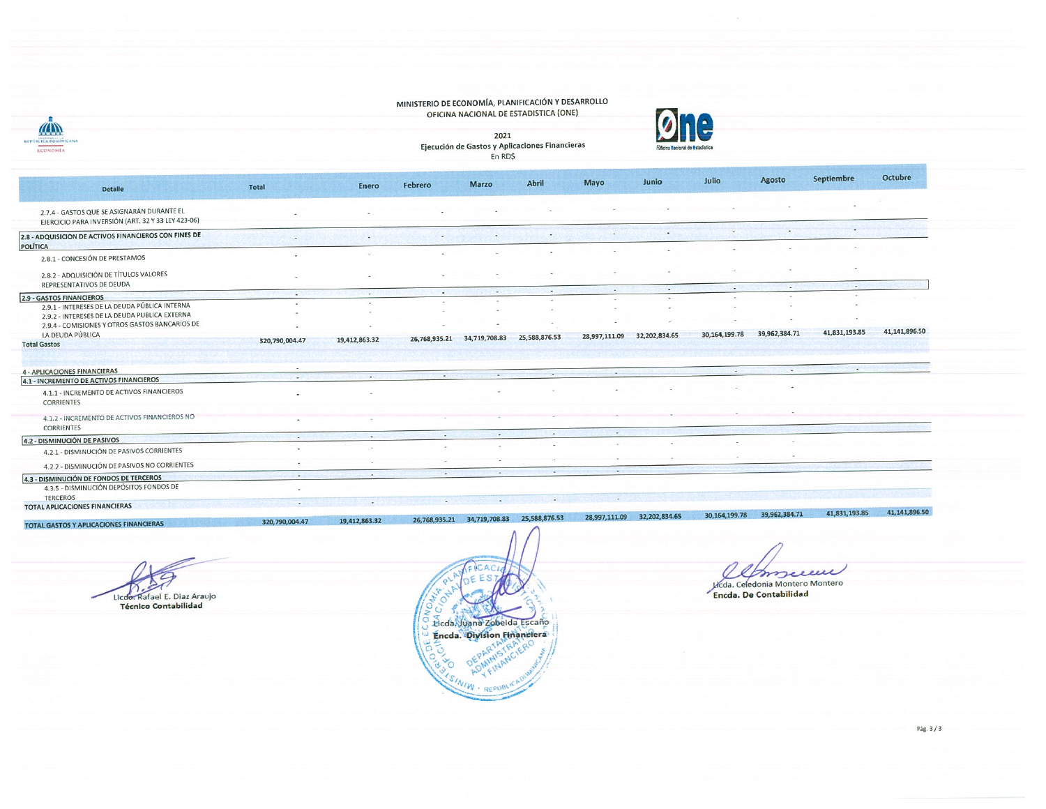MINISTERIO DE ECONOMÍA, PLANIFICACIÓN Y DESARROLLO
OFICINA NACIONAL DE ESTADISTICA (ONE)

2021
Ejecución de Gastos y Aplicaciones Financieras
En RD$

| Detalle | Total | Enero | Febrero | Marzo | Abril | Mayo | Junio | Julio | Agosto | Septiembre | Octubre |
|---|---|---|---|---|---|---|---|---|---|---|---|
| 2.7.4 - GASTOS QUE SE ASIGNARÁN DURANTE EL EJERCICIO PARA INVERSIÓN (ART. 32 Y 33 LEY 423-06) | - | - | - | - | - | - | - | - | - | - | |
| **2.8 - ADQUISICION DE ACTIVOS FINANCIEROS CON FINES DE POLÍTICA** | - | - | - | - | - | - | - | - | - | - | |
| 2.8.1 - CONCESIÓN DE PRESTAMOS | - | - | - | - | - | - | - | - | - | - | |
| 2.8.2 - ADQUISICIÓN DE TÍTULOS VALORES REPRESENTATIVOS DE DEUDA | - | - | - | - | - | - | - | - | - | - | |
| **2.9 - GASTOS FINANCIEROS** | - | - | - | - | - | - | - | - | - | - | |
| 2.9.1 - INTERESES DE LA DEUDA PÚBLICA INTERNA | - | - | - | - | - | - | - | - | - | - | |
| 2.9.2 - INTERESES DE LA DEUDA PUBLICA EXTERNA | - | - | - | - | - | - | - | - | - | - | |
| 2.9.4 - COMISIONES Y OTROS GASTOS BANCARIOS DE LA DEUDA PÚBLICA | - | - | - | - | - | - | - | - | - | - | |
| **Total Gastos** | 320,790,004.47 | 19,412,863.32 | 26,768,935.21 | 34,719,708.83 | 25,588,876.53 | 28,997,111.09 | 32,202,834.65 | 30,164,199.78 | 39,962,384.71 | 41,831,193.85 | 41,141,896.50 |
| **4 - APLICACIONES FINANCIERAS** | - | | | | | | | - | - | - | |
| **4.1 - INCREMENTO DE ACTIVOS FINANCIEROS** | - | - | - | - | - | - | | | | | |
| 4.1.1 - INCREMENTO DE ACTIVOS FINANCIEROS CORRIENTES | - | - | | - | - | - | - | - | - | | |
| 4.1.2 - INCREMENTO DE ACTIVOS FINANCIEROS NO CORRIENTES | - | - | - | - | - | - | - | - | - | | |
| **4.2 - DISMINUCIÓN DE PASIVOS** | - | - | - | - | - | - | | | | | |
| 4.2.1 - DISMINUCIÓN DE PASIVOS CORRIENTES | - | - | - | - | - | - | - | - | - | | |
| 4.2.2 - DISMINUCIÓN DE PASIVOS NO CORRIENTES | - | - | - | - | - | - | - | - | - | | |
| **4.3 - DISMINUCIÓN DE FONDOS DE TERCEROS** | - | - | - | - | - | - | | | | | |
| 4.3.5 - DISMINUCIÓN DEPÓSITOS FONDOS DE TERCEROS | - | | | | | | | | | | |
| **TOTAL APLICACIONES FINANCIERAS** | - | - | - | - | - | - | | | | | |
| **TOTAL GASTOS Y APLICACIONES FINANCIERAS** | 320,790,004.47 | 19,412,863.32 | 26,768,935.21 | 34,719,708.83 | 25,588,876.53 | 28,997,111.09 | 32,202,834.65 | 30,164,199.78 | 39,962,384.71 | 41,831,193.85 | 41,141,896.50 |

Licdo. Rafael E. Diaz Araujo
**Técnico Contabilidad**

Licda. Juana Zobeida Escaño
**Encda. Division Financiera**

Licda. Celedonia Montero Montero
**Encda. De Contabilidad**